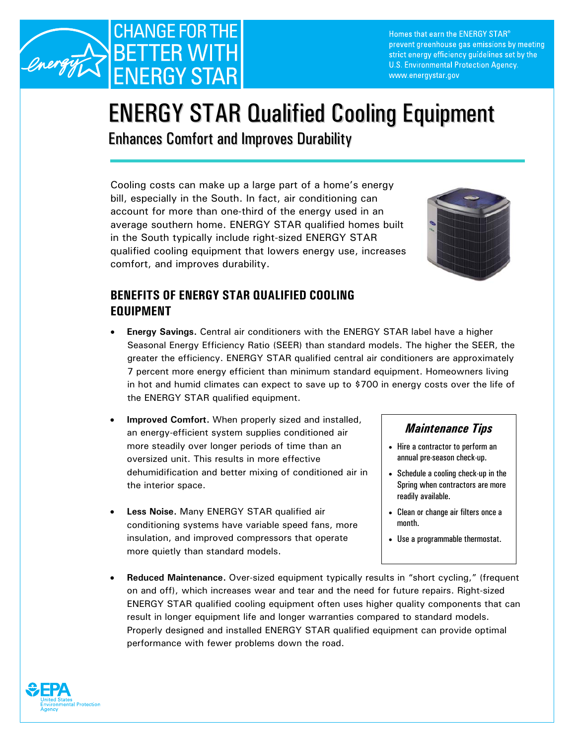# CHANGE FOR THE BETTER WITH ENERGY STAR

Homes that earn the ENERGY STAR® prevent greenhouse gas emissions by meeting strict energy efficiency guidelines set by the U.S. Environmental Protection Agency. www.energystar.gov

# ENERGY STAR Qualified Cooling Equipment

## Enhances Comfort and Improves Durability

Cooling costs can make up a large part of a home's energy bill, especially in the South. In fact, air conditioning can account for more than one-third of the energy used in an average southern home. ENERGY STAR qualified homes built in the South typically include right-sized ENERGY STAR qualified cooling equipment that lowers energy use, increases comfort, and improves durability.

### BENEFITS OF ENERGY STAR QUALIFIED COOLING EQUIPMENT

- **Energy Savings.** Central air conditioners with the ENERGY STAR label have a higher Seasonal Energy Efficiency Ratio (SEER) than standard models. The higher the SEER, the greater the efficiency. ENERGY STAR qualified central air conditioners are approximately 7 percent more energy efficient than minimum standard equipment. Homeowners living in hot and humid climates can expect to save up to $700 in energy costs over the life of the ENERGY STAR qualified equipment.
- **Improved Comfort.** When properly sized and installed, an energy-efficient system supplies conditioned air more steadily over longer periods of time than an oversized unit. This results in more effective dehumidification and better mixing of conditioned air in the interior space.
- **Less Noise.** Many ENERGY STAR qualified air conditioning systems have variable speed fans, more insulation, and improved compressors that operate more quietly than standard models.
- **Reduced Maintenance.** Over-sized equipment typically results in "short cycling," (frequent on and off), which increases wear and tear and the need for future repairs. Right-sized ENERGY STAR qualified cooling equipment often uses higher quality components that can result in longer equipment life and longer warranties compared to standard models. Properly designed and installed ENERGY STAR qualified equipment can provide optimal performance with fewer problems down the road.

#### *Maintenance Tips*

- Hire a contractor to perform an annual pre-season check-up.
- Schedule a cooling check-up in the Spring when contractors are more readily available.
- Clean or change air filters once a month.
- Use a programmable thermostat.

EPA United States Environmental Protection Agency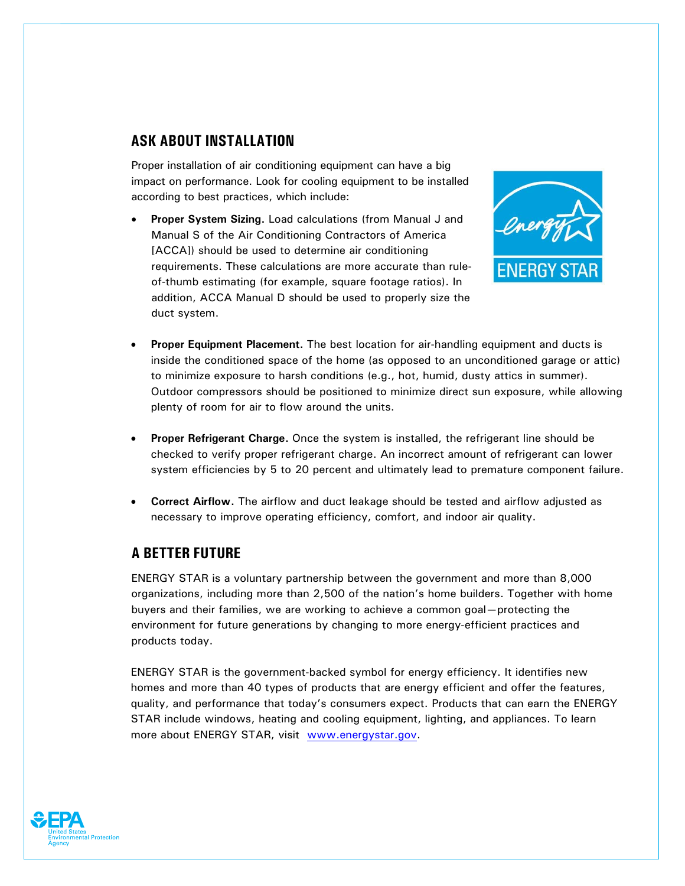## ASK ABOUT INSTALLATION

Proper installation of air conditioning equipment can have a big impact on performance. Look for cooling equipment to be installed according to best practices, which include:

- **Proper System Sizing.** Load calculations (from Manual J and Manual S of the Air Conditioning Contractors of America [ACCA]) should be used to determine air conditioning requirements. These calculations are more accurate than rule-of-thumb estimating (for example, square footage ratios). In addition, ACCA Manual D should be used to properly size the duct system.
- **Proper Equipment Placement.** The best location for air-handling equipment and ducts is inside the conditioned space of the home (as opposed to an unconditioned garage or attic) to minimize exposure to harsh conditions (e.g., hot, humid, dusty attics in summer). Outdoor compressors should be positioned to minimize direct sun exposure, while allowing plenty of room for air to flow around the units.
- **Proper Refrigerant Charge.** Once the system is installed, the refrigerant line should be checked to verify proper refrigerant charge. An incorrect amount of refrigerant can lower system efficiencies by 5 to 20 percent and ultimately lead to premature component failure.
- **Correct Airflow.** The airflow and duct leakage should be tested and airflow adjusted as necessary to improve operating efficiency, comfort, and indoor air quality.

## A BETTER FUTURE

ENERGY STAR is a voluntary partnership between the government and more than 8,000 organizations, including more than 2,500 of the nation's home builders. Together with home buyers and their families, we are working to achieve a common goal—protecting the environment for future generations by changing to more energy-efficient practices and products today.

ENERGY STAR is the government-backed symbol for energy efficiency. It identifies new homes and more than 40 types of products that are energy efficient and offer the features, quality, and performance that today's consumers expect. Products that can earn the ENERGY STAR include windows, heating and cooling equipment, lighting, and appliances. To learn more about ENERGY STAR, visit www.energystar.gov.